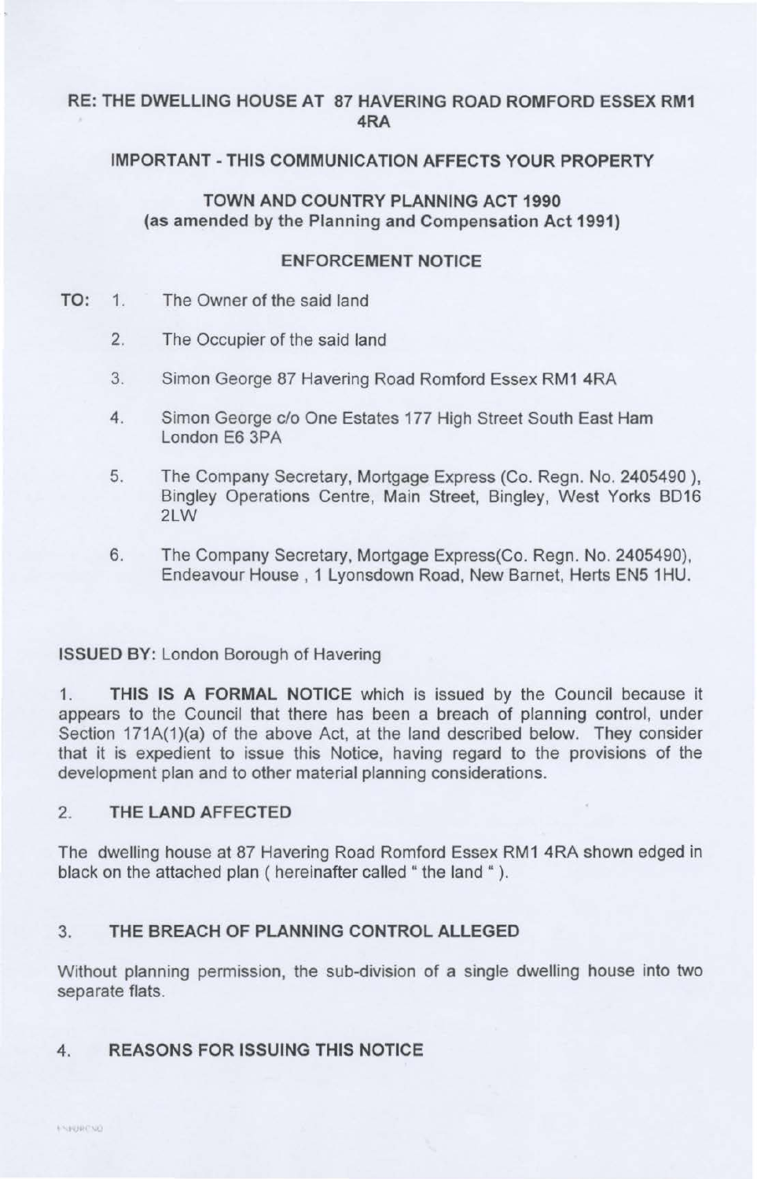**RE: THE DWELLING HOUSE AT 87 HAVERING ROAD ROMFORD ESSEX RM1 4RA**

**IMPORTANT - THIS COMMUNICATION AFFECTS YOUR PROPERTY**

**TOWN AND COUNTRY PLANNING ACT 1990**
**(as amended by the Planning and Compensation Act 1991)**

**ENFORCEMENT NOTICE**

**TO:**

1. The Owner of the said land
2. The Occupier of the said land
3. Simon George 87 Havering Road Romford Essex RM1 4RA
4. Simon George c/o One Estates 177 High Street South East Ham London E6 3PA
5. The Company Secretary, Mortgage Express (Co. Regn. No. 2405490 ), Bingley Operations Centre, Main Street, Bingley, West Yorks BD16 2LW
6. The Company Secretary, Mortgage Express(Co. Regn. No. 2405490), Endeavour House , 1 Lyonsdown Road, New Barnet, Herts EN5 1HU.

**ISSUED BY:** London Borough of Havering

1. **THIS IS A FORMAL NOTICE** which is issued by the Council because it appears to the Council that there has been a breach of planning control, under Section 171A(1)(a) of the above Act, at the land described below. They consider that it is expedient to issue this Notice, having regard to the provisions of the development plan and to other material planning considerations.

## 2. THE LAND AFFECTED

The dwelling house at 87 Havering Road Romford Essex RM1 4RA shown edged in black on the attached plan ( hereinafter called " the land " ).

## 3. THE BREACH OF PLANNING CONTROL ALLEGED

Without planning permission, the sub-division of a single dwelling house into two separate flats.

## 4. REASONS FOR ISSUING THIS NOTICE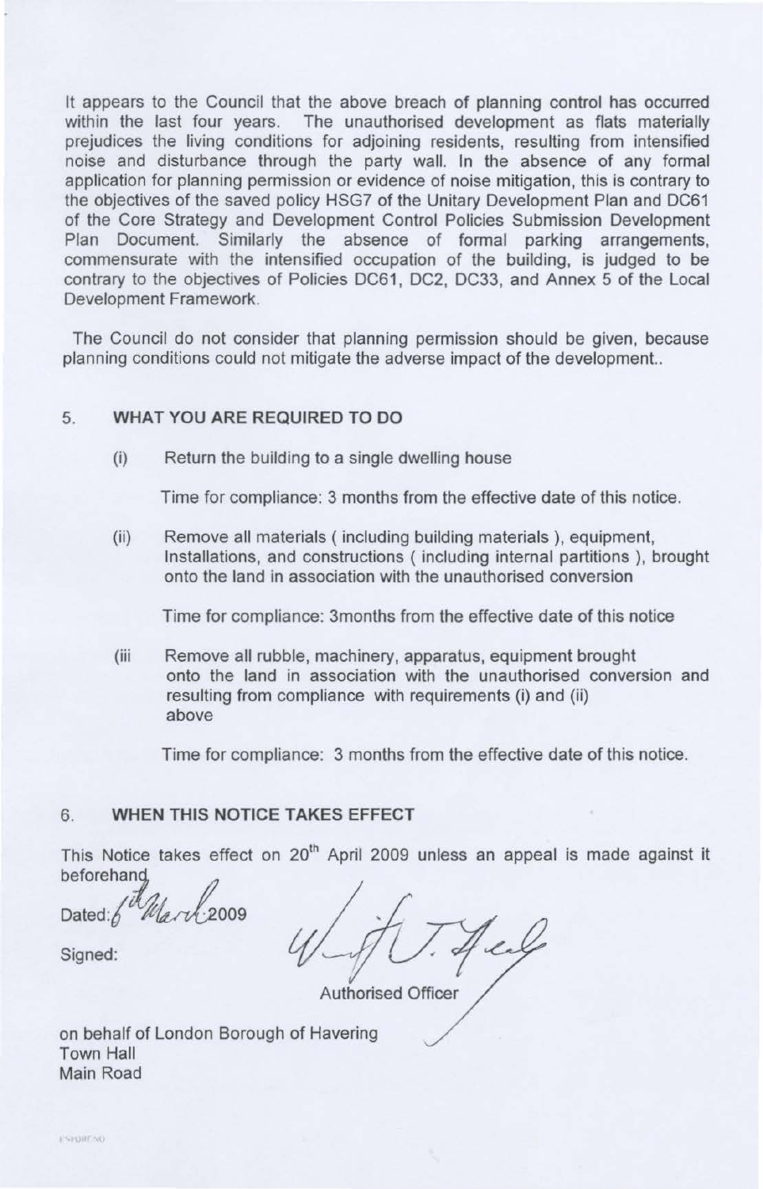It appears to the Council that the above breach of planning control has occurred within the last four years. The unauthorised development as flats materially prejudices the living conditions for adjoining residents, resulting from intensified noise and disturbance through the party wall. In the absence of any formal application for planning permission or evidence of noise mitigation, this is contrary to the objectives of the saved policy HSG7 of the Unitary Development Plan and DC61 of the Core Strategy and Development Control Policies Submission Development Plan Document. Similarly the absence of formal parking arrangements, commensurate with the intensified occupation of the building, is judged to be contrary to the objectives of Policies DC61, DC2, DC33, and Annex 5 of the Local Development Framework.

The Council do not consider that planning permission should be given, because planning conditions could not mitigate the adverse impact of the development..

## 5. WHAT YOU ARE REQUIRED TO DO

(i) Return the building to a single dwelling house

Time for compliance: 3 months from the effective date of this notice.

(ii) Remove all materials ( including building materials ), equipment, Installations, and constructions ( including internal partitions ), brought onto the land in association with the unauthorised conversion

Time for compliance: 3months from the effective date of this notice

(iii Remove all rubble, machinery, apparatus, equipment brought onto the land in association with the unauthorised conversion and resulting from compliance with requirements (i) and (ii) above

Time for compliance: 3 months from the effective date of this notice.

## 6. WHEN THIS NOTICE TAKES EFFECT

This Notice takes effect on 20th April 2009 unless an appeal is made against it beforehand

Dated: 6th March 2009

Signed:

Authorised Officer

on behalf of London Borough of Havering
Town Hall
Main Road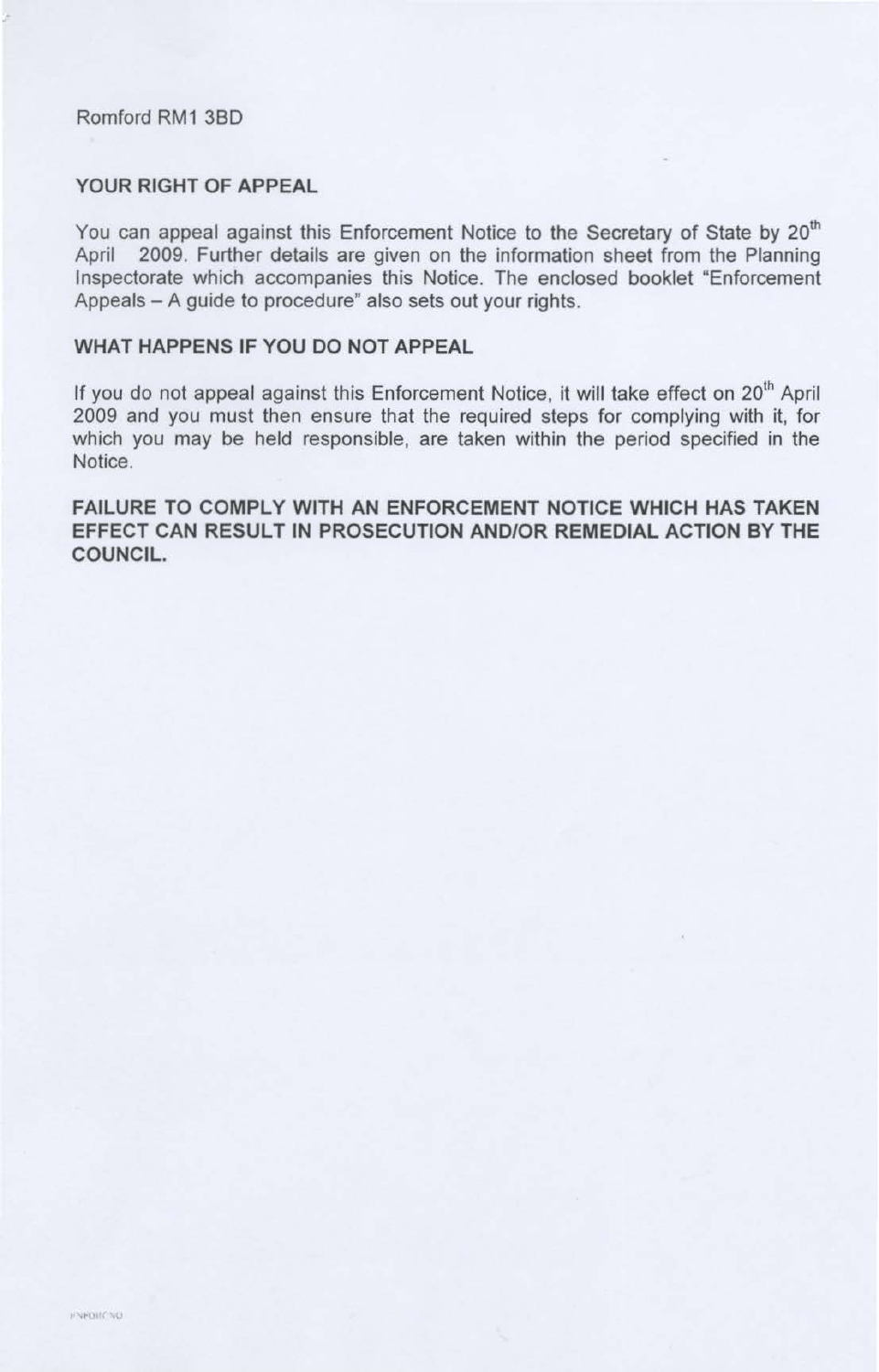Romford RM1 3BD

## YOUR RIGHT OF APPEAL

You can appeal against this Enforcement Notice to the Secretary of State by 20th April 2009. Further details are given on the information sheet from the Planning Inspectorate which accompanies this Notice. The enclosed booklet "Enforcement Appeals – A guide to procedure" also sets out your rights.

## WHAT HAPPENS IF YOU DO NOT APPEAL

If you do not appeal against this Enforcement Notice, it will take effect on 20th April 2009 and you must then ensure that the required steps for complying with it, for which you may be held responsible, are taken within the period specified in the Notice.

**FAILURE TO COMPLY WITH AN ENFORCEMENT NOTICE WHICH HAS TAKEN EFFECT CAN RESULT IN PROSECUTION AND/OR REMEDIAL ACTION BY THE COUNCIL.**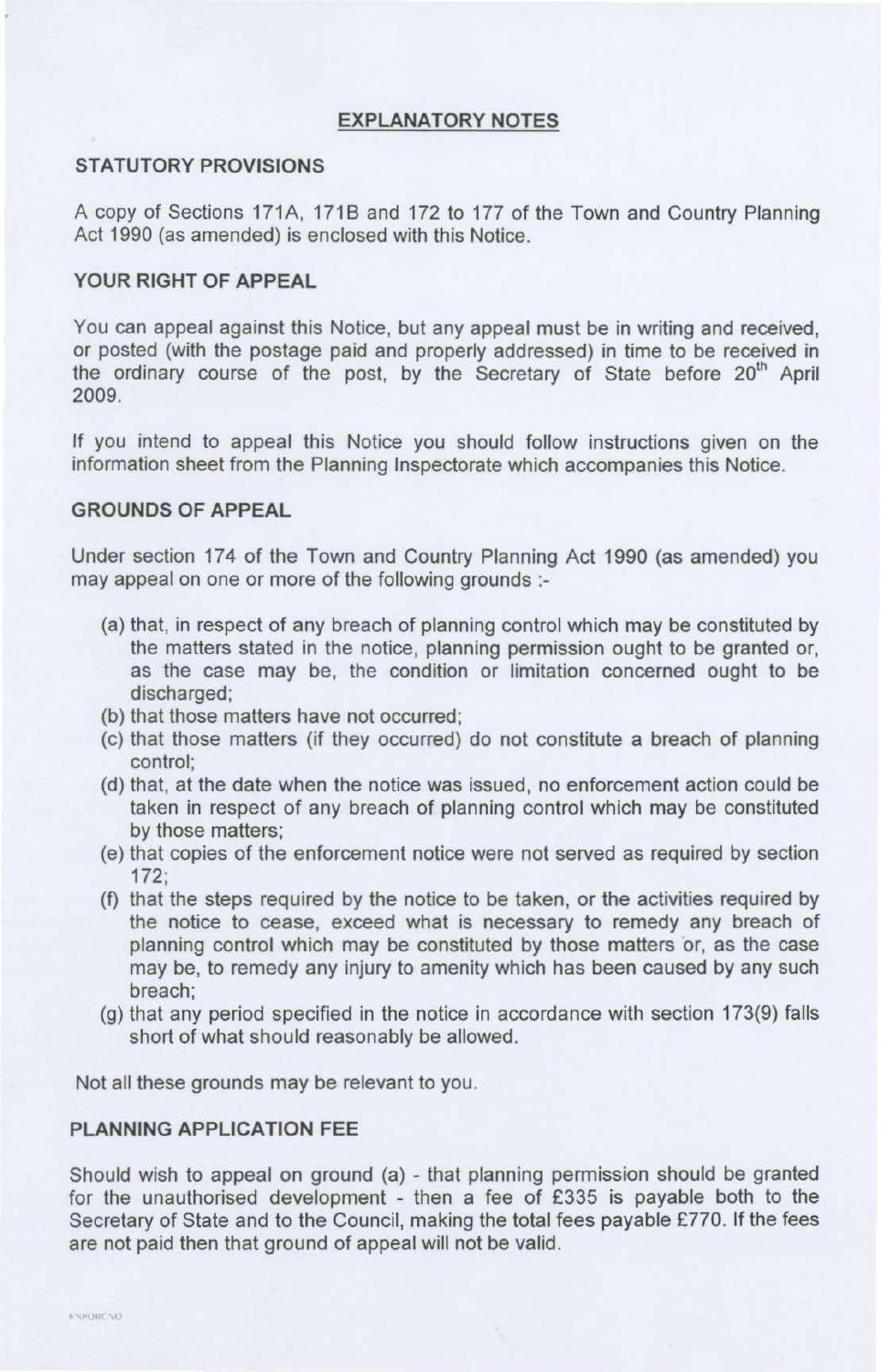## EXPLANATORY NOTES

### STATUTORY PROVISIONS

A copy of Sections 171A, 171B and 172 to 177 of the Town and Country Planning Act 1990 (as amended) is enclosed with this Notice.

### YOUR RIGHT OF APPEAL

You can appeal against this Notice, but any appeal must be in writing and received, or posted (with the postage paid and properly addressed) in time to be received in the ordinary course of the post, by the Secretary of State before 20th April 2009.

If you intend to appeal this Notice you should follow instructions given on the information sheet from the Planning Inspectorate which accompanies this Notice.

### GROUNDS OF APPEAL

Under section 174 of the Town and Country Planning Act 1990 (as amended) you may appeal on one or more of the following grounds :-

(a) that, in respect of any breach of planning control which may be constituted by the matters stated in the notice, planning permission ought to be granted or, as the case may be, the condition or limitation concerned ought to be discharged;
(b) that those matters have not occurred;
(c) that those matters (if they occurred) do not constitute a breach of planning control;
(d) that, at the date when the notice was issued, no enforcement action could be taken in respect of any breach of planning control which may be constituted by those matters;
(e) that copies of the enforcement notice were not served as required by section 172;
(f) that the steps required by the notice to be taken, or the activities required by the notice to cease, exceed what is necessary to remedy any breach of planning control which may be constituted by those matters or, as the case may be, to remedy any injury to amenity which has been caused by any such breach;
(g) that any period specified in the notice in accordance with section 173(9) falls short of what should reasonably be allowed.

Not all these grounds may be relevant to you.

### PLANNING APPLICATION FEE

Should wish to appeal on ground (a) - that planning permission should be granted for the unauthorised development - then a fee of £335 is payable both to the Secretary of State and to the Council, making the total fees payable £770. If the fees are not paid then that ground of appeal will not be valid.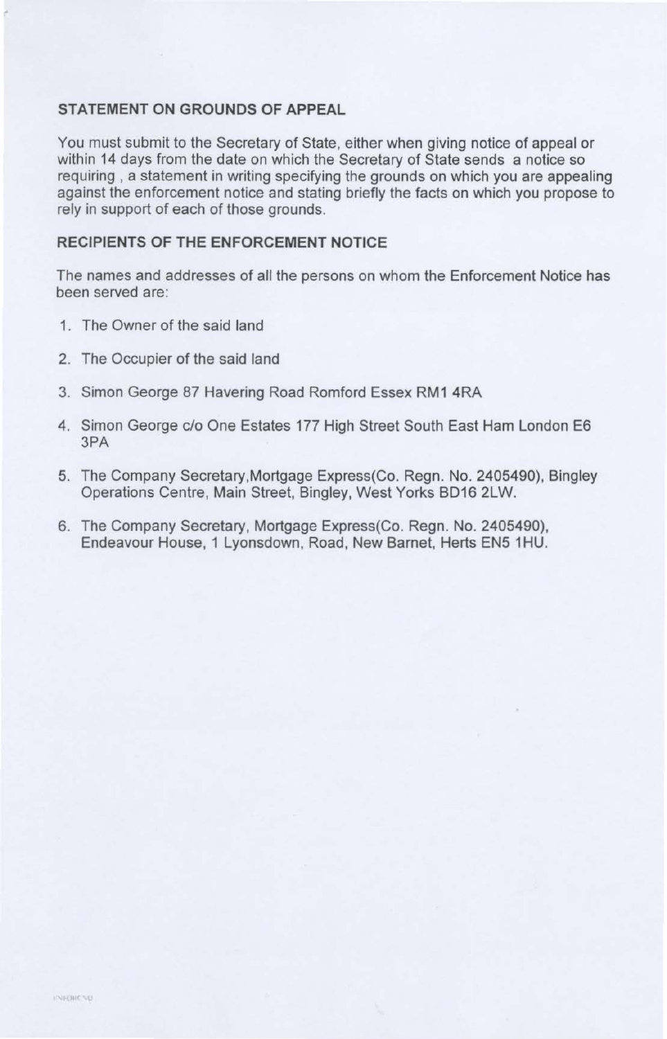## STATEMENT ON GROUNDS OF APPEAL

You must submit to the Secretary of State, either when giving notice of appeal or within 14 days from the date on which the Secretary of State sends a notice so requiring , a statement in writing specifying the grounds on which you are appealing against the enforcement notice and stating briefly the facts on which you propose to rely in support of each of those grounds.

## RECIPIENTS OF THE ENFORCEMENT NOTICE

The names and addresses of all the persons on whom the Enforcement Notice has been served are:

1. The Owner of the said land
2. The Occupier of the said land
3. Simon George 87 Havering Road Romford Essex RM1 4RA
4. Simon George c/o One Estates 177 High Street South East Ham London E6 3PA
5. The Company Secretary,Mortgage Express(Co. Regn. No. 2405490), Bingley Operations Centre, Main Street, Bingley, West Yorks BD16 2LW.
6. The Company Secretary, Mortgage Express(Co. Regn. No. 2405490), Endeavour House, 1 Lyonsdown, Road, New Barnet, Herts EN5 1HU.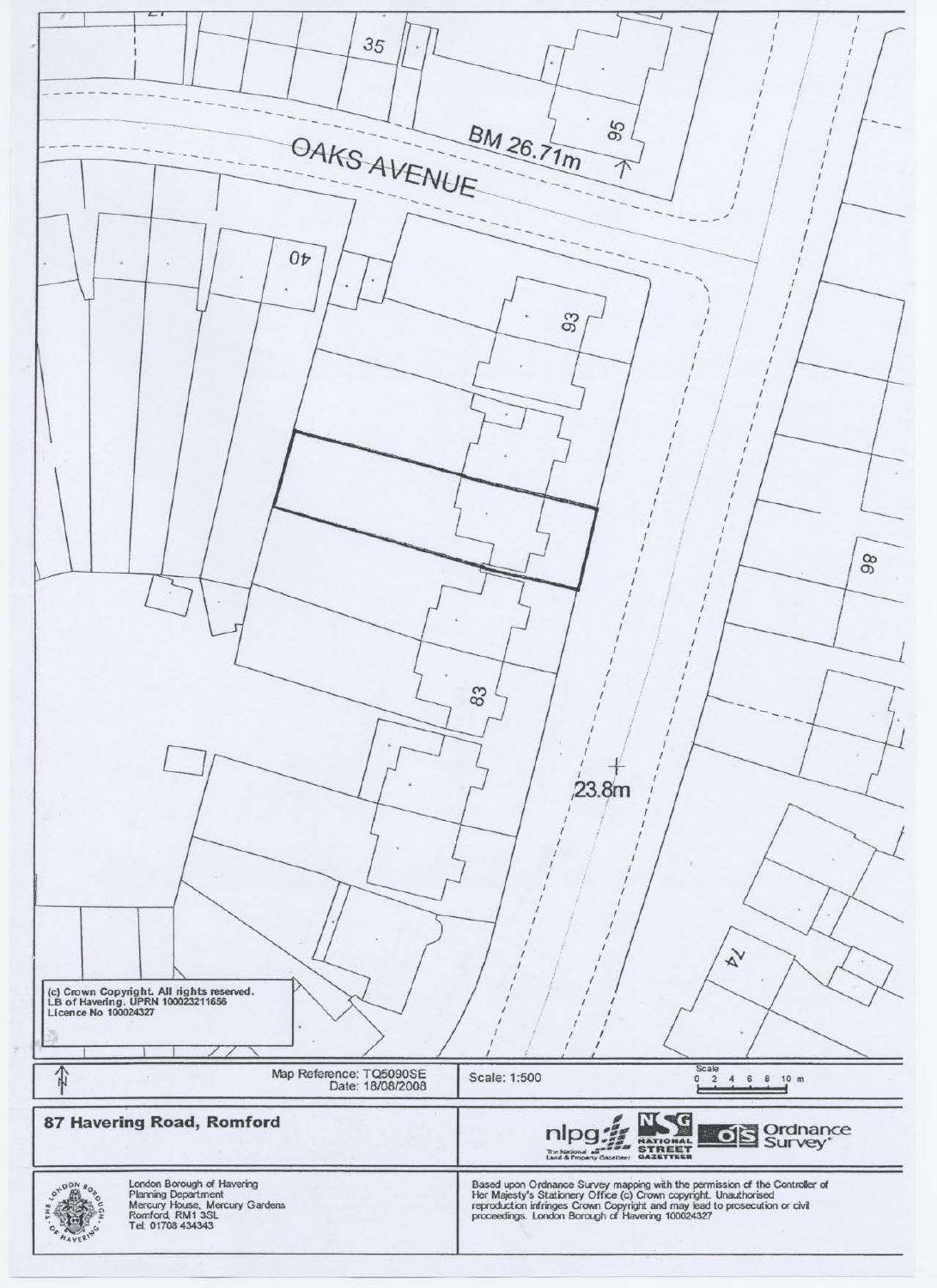35

95

BM 26.71m

OAKS AVENUE

40

93

88

83

23.8m

74

(c) Crown Copyright. All rights reserved.
LB of Havering. UPRN 100023211656
Licence No 100024327

Map Reference: TQ5090SE
Date: 18/08/2008

Scale: 1:500

Scale
0 2 4 6 8 10 m

**87 Havering Road, Romford**

nlpg The National Land & Property Gazetteer

NSG NATIONAL STREET GAZETTEER

Ordnance Survey

London Borough of Havering
Planning Department
Mercury House, Mercury Gardens
Romford, RM1 3SL
Tel: 01708 434343

Based upon Ordnance Survey mapping with the permission of the Controller of Her Majesty's Stationery Office (c) Crown copyright. Unauthorised reproduction infringes Crown Copyright and may lead to prosecution or civil proceedings. London Borough of Havering 100024327